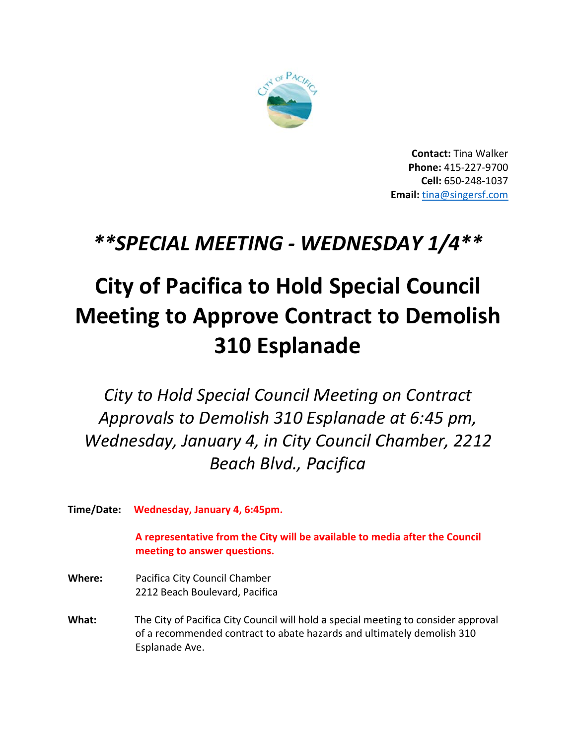**Contact:** Tina Walker
**Phone:** 415-227-9700
**Cell:** 650-248-1037
**Email:** tina@singersf.com

## ***\*\*SPECIAL MEETING - WEDNESDAY 1/4\*\****

# City of Pacifica to Hold Special Council Meeting to Approve Contract to Demolish 310 Esplanade

*City to Hold Special Council Meeting on Contract Approvals to Demolish 310 Esplanade at 6:45 pm, Wednesday, January 4, in City Council Chamber, 2212 Beach Blvd., Pacifica*

**Time/Date:** **Wednesday, January 4, 6:45pm.**

**A representative from the City will be available to media after the Council meeting to answer questions.**

**Where:** Pacifica City Council Chamber
2212 Beach Boulevard, Pacifica

**What:** The City of Pacifica City Council will hold a special meeting to consider approval of a recommended contract to abate hazards and ultimately demolish 310 Esplanade Ave.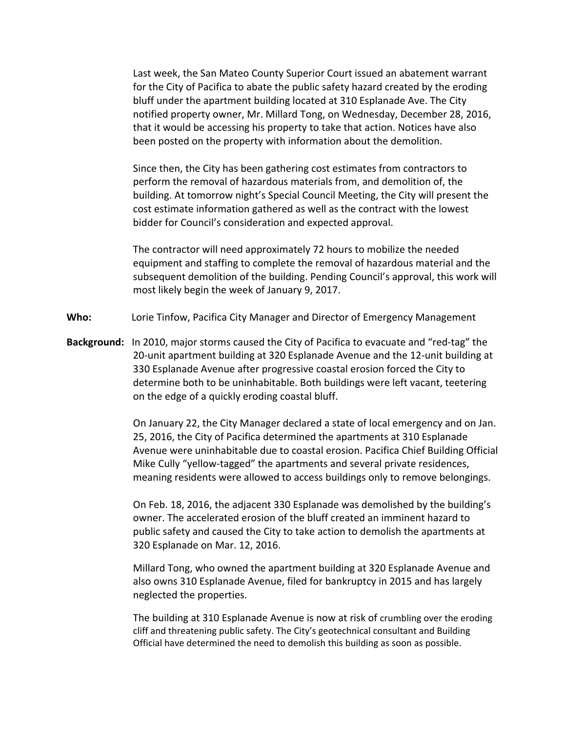Last week, the San Mateo County Superior Court issued an abatement warrant for the City of Pacifica to abate the public safety hazard created by the eroding bluff under the apartment building located at 310 Esplanade Ave. The City notified property owner, Mr. Millard Tong, on Wednesday, December 28, 2016, that it would be accessing his property to take that action. Notices have also been posted on the property with information about the demolition.

Since then, the City has been gathering cost estimates from contractors to perform the removal of hazardous materials from, and demolition of, the building. At tomorrow night's Special Council Meeting, the City will present the cost estimate information gathered as well as the contract with the lowest bidder for Council's consideration and expected approval.

The contractor will need approximately 72 hours to mobilize the needed equipment and staffing to complete the removal of hazardous material and the subsequent demolition of the building. Pending Council's approval, this work will most likely begin the week of January 9, 2017.

**Who:** Lorie Tinfow, Pacifica City Manager and Director of Emergency Management

**Background:** In 2010, major storms caused the City of Pacifica to evacuate and "red-tag" the 20-unit apartment building at 320 Esplanade Avenue and the 12-unit building at 330 Esplanade Avenue after progressive coastal erosion forced the City to determine both to be uninhabitable. Both buildings were left vacant, teetering on the edge of a quickly eroding coastal bluff.

On January 22, the City Manager declared a state of local emergency and on Jan. 25, 2016, the City of Pacifica determined the apartments at 310 Esplanade Avenue were uninhabitable due to coastal erosion. Pacifica Chief Building Official Mike Cully "yellow-tagged" the apartments and several private residences, meaning residents were allowed to access buildings only to remove belongings.

On Feb. 18, 2016, the adjacent 330 Esplanade was demolished by the building's owner. The accelerated erosion of the bluff created an imminent hazard to public safety and caused the City to take action to demolish the apartments at 320 Esplanade on Mar. 12, 2016.

Millard Tong, who owned the apartment building at 320 Esplanade Avenue and also owns 310 Esplanade Avenue, filed for bankruptcy in 2015 and has largely neglected the properties.

The building at 310 Esplanade Avenue is now at risk of crumbling over the eroding cliff and threatening public safety. The City's geotechnical consultant and Building Official have determined the need to demolish this building as soon as possible.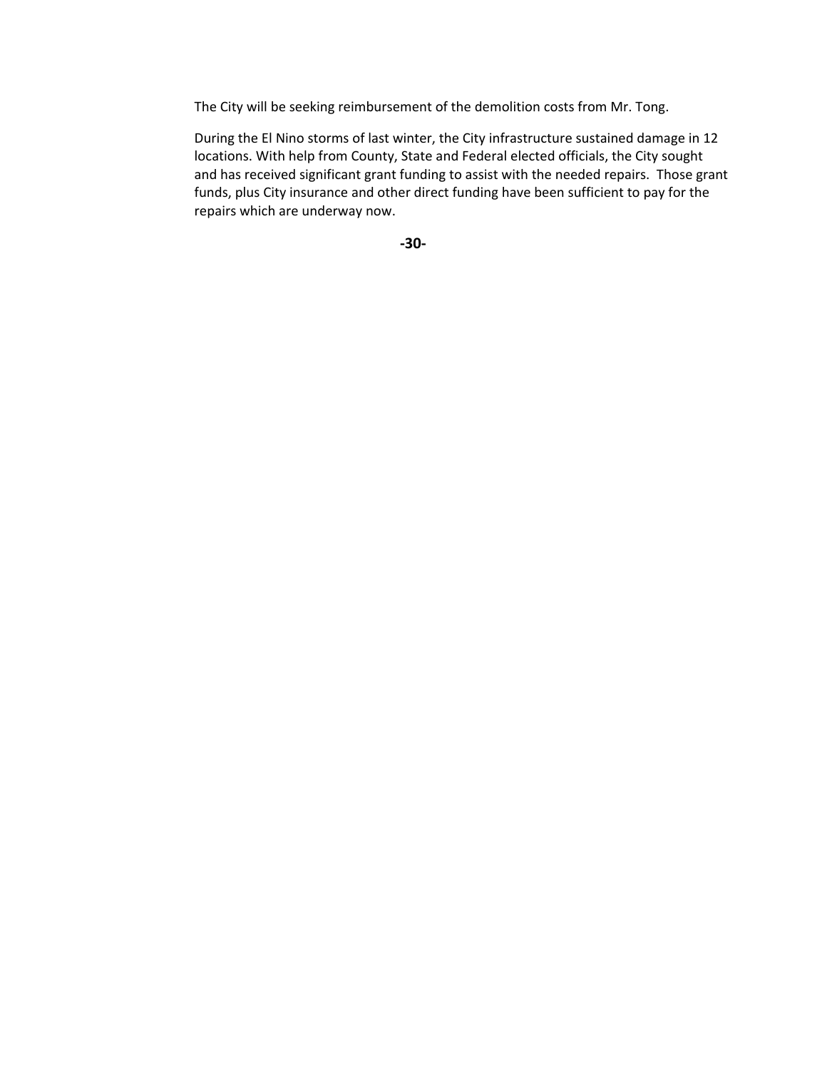The City will be seeking reimbursement of the demolition costs from Mr. Tong.

During the El Nino storms of last winter, the City infrastructure sustained damage in 12 locations. With help from County, State and Federal elected officials, the City sought and has received significant grant funding to assist with the needed repairs. Those grant funds, plus City insurance and other direct funding have been sufficient to pay for the repairs which are underway now.

**-30-**